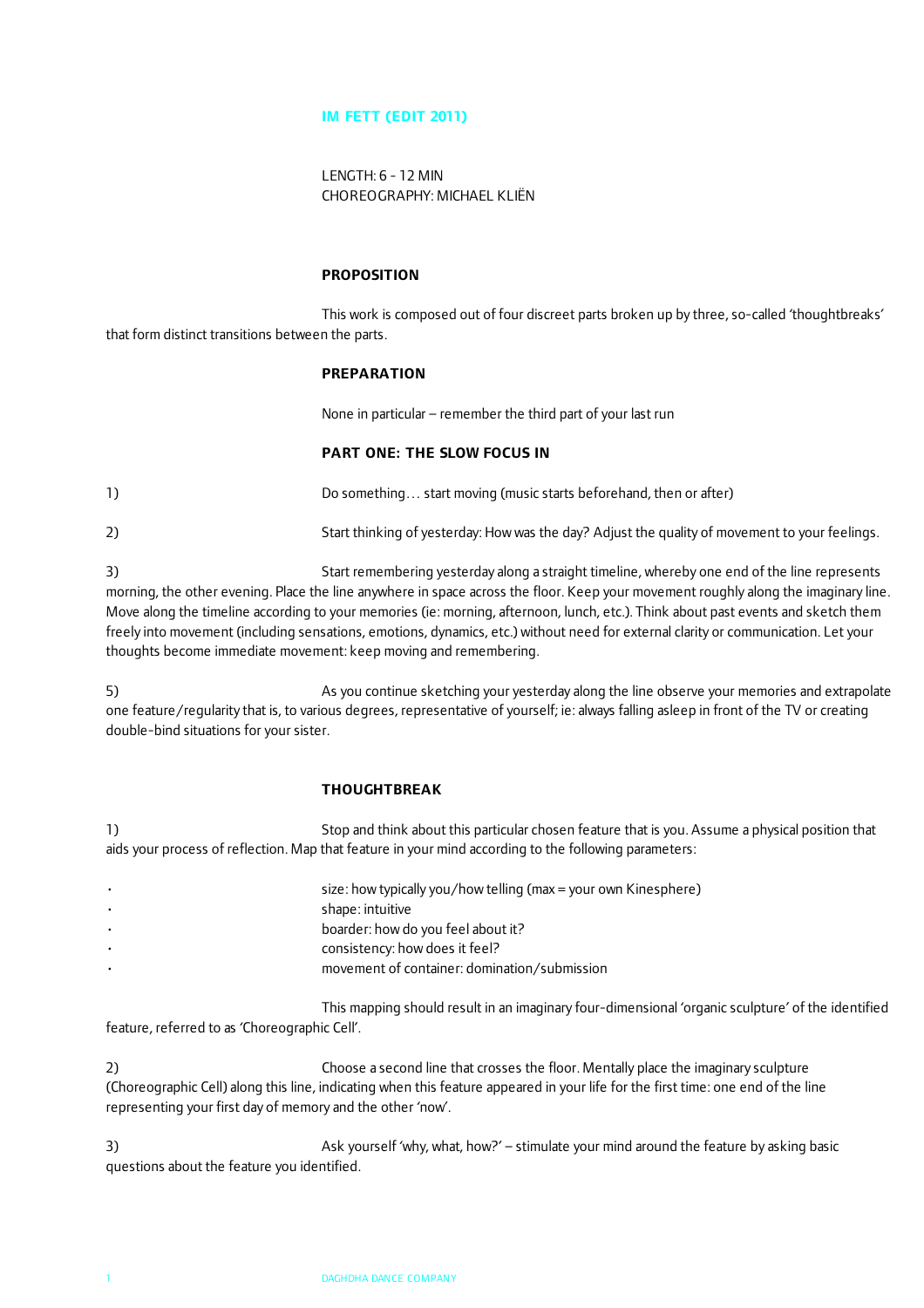# IM FETT (EDIT 2011)

LENGTH: 6 - 12 MIN
CHOREOGRAPHY: MICHAEL KLIËN

## PROPOSITION

This work is composed out of four discreet parts broken up by three, so-called 'thoughtbreaks' that form distinct transitions between the parts.

## PREPARATION

None in particular – remember the third part of your last run

## PART ONE: THE SLOW FOCUS IN

1) Do something… start moving (music starts beforehand, then or after)

2) Start thinking of yesterday: How was the day? Adjust the quality of movement to your feelings.

3) Start remembering yesterday along a straight timeline, whereby one end of the line represents morning, the other evening. Place the line anywhere in space across the floor. Keep your movement roughly along the imaginary line. Move along the timeline according to your memories (ie: morning, afternoon, lunch, etc.). Think about past events and sketch them freely into movement (including sensations, emotions, dynamics, etc.) without need for external clarity or communication. Let your thoughts become immediate movement: keep moving and remembering.

5) As you continue sketching your yesterday along the line observe your memories and extrapolate one feature/regularity that is, to various degrees, representative of yourself; ie: always falling asleep in front of the TV or creating double-bind situations for your sister.

## THOUGHTBREAK

1) Stop and think about this particular chosen feature that is you. Assume a physical position that aids your process of reflection. Map that feature in your mind according to the following parameters:

- size: how typically you/how telling (max = your own Kinesphere)
- shape: intuitive
- boarder: how do you feel about it?
- consistency: how does it feel?
- movement of container: domination/submission

This mapping should result in an imaginary four-dimensional 'organic sculpture' of the identified feature, referred to as 'Choreographic Cell'.

2) Choose a second line that crosses the floor. Mentally place the imaginary sculpture (Choreographic Cell) along this line, indicating when this feature appeared in your life for the first time: one end of the line representing your first day of memory and the other 'now'.

3) Ask yourself 'why, what, how?' – stimulate your mind around the feature by asking basic questions about the feature you identified.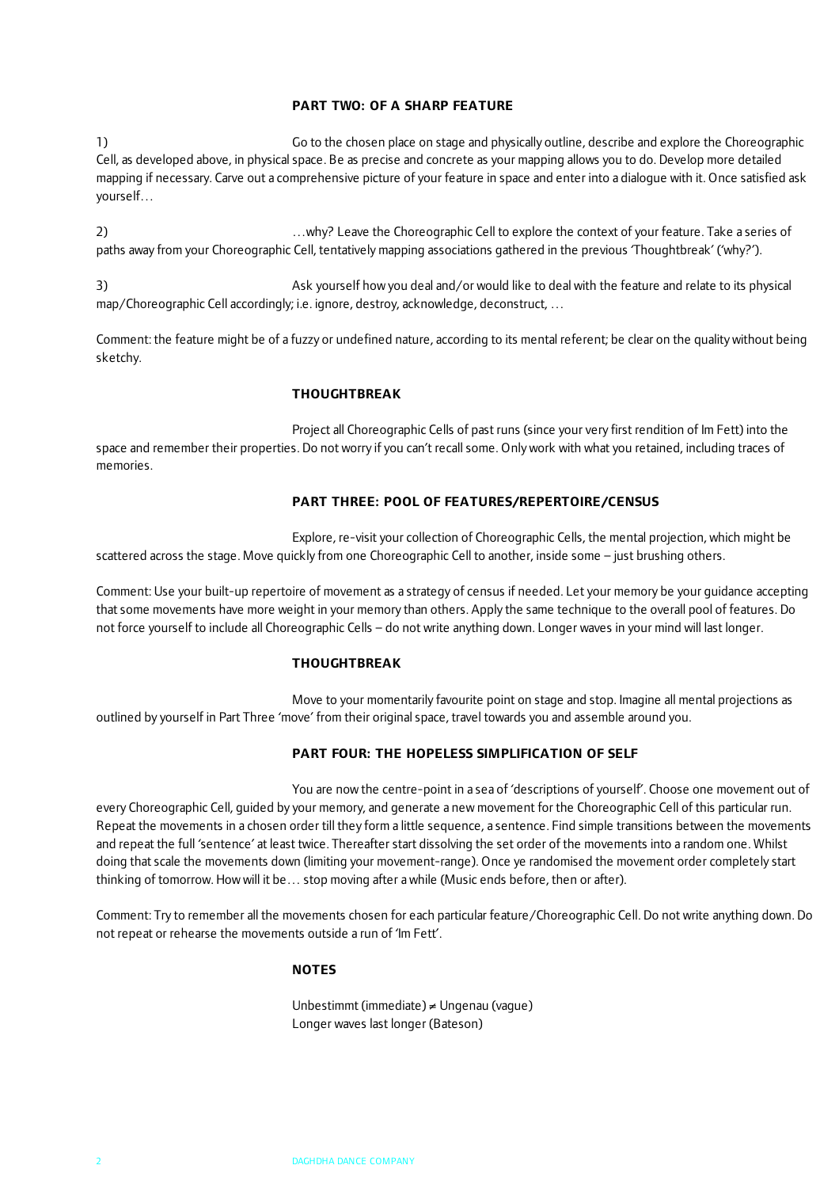## PART TWO: OF A SHARP FEATURE

1) Go to the chosen place on stage and physically outline, describe and explore the Choreographic Cell, as developed above, in physical space. Be as precise and concrete as your mapping allows you to do. Develop more detailed mapping if necessary. Carve out a comprehensive picture of your feature in space and enter into a dialogue with it. Once satisfied ask yourself…

2) …why? Leave the Choreographic Cell to explore the context of your feature. Take a series of paths away from your Choreographic Cell, tentatively mapping associations gathered in the previous 'Thoughtbreak' ('why?').

3) Ask yourself how you deal and/or would like to deal with the feature and relate to its physical map/Choreographic Cell accordingly; i.e. ignore, destroy, acknowledge, deconstruct, …

Comment: the feature might be of a fuzzy or undefined nature, according to its mental referent; be clear on the quality without being sketchy.

## THOUGHTBREAK

Project all Choreographic Cells of past runs (since your very first rendition of Im Fett) into the space and remember their properties. Do not worry if you can't recall some. Only work with what you retained, including traces of memories.

## PART THREE: POOL OF FEATURES/REPERTOIRE/CENSUS

Explore, re-visit your collection of Choreographic Cells, the mental projection, which might be scattered across the stage. Move quickly from one Choreographic Cell to another, inside some – just brushing others.

Comment: Use your built-up repertoire of movement as a strategy of census if needed. Let your memory be your guidance accepting that some movements have more weight in your memory than others. Apply the same technique to the overall pool of features. Do not force yourself to include all Choreographic Cells – do not write anything down. Longer waves in your mind will last longer.

## THOUGHTBREAK

Move to your momentarily favourite point on stage and stop. Imagine all mental projections as outlined by yourself in Part Three 'move' from their original space, travel towards you and assemble around you.

## PART FOUR: THE HOPELESS SIMPLIFICATION OF SELF

You are now the centre-point in a sea of 'descriptions of yourself'. Choose one movement out of every Choreographic Cell, guided by your memory, and generate a new movement for the Choreographic Cell of this particular run. Repeat the movements in a chosen order till they form a little sequence, a sentence. Find simple transitions between the movements and repeat the full 'sentence' at least twice. Thereafter start dissolving the set order of the movements into a random one. Whilst doing that scale the movements down (limiting your movement-range). Once ye randomised the movement order completely start thinking of tomorrow. How will it be… stop moving after a while (Music ends before, then or after).

Comment: Try to remember all the movements chosen for each particular feature/Choreographic Cell. Do not write anything down. Do not repeat or rehearse the movements outside a run of 'Im Fett'.

## NOTES

Unbestimmt (immediate) ≠ Ungenau (vague)
Longer waves last longer (Bateson)